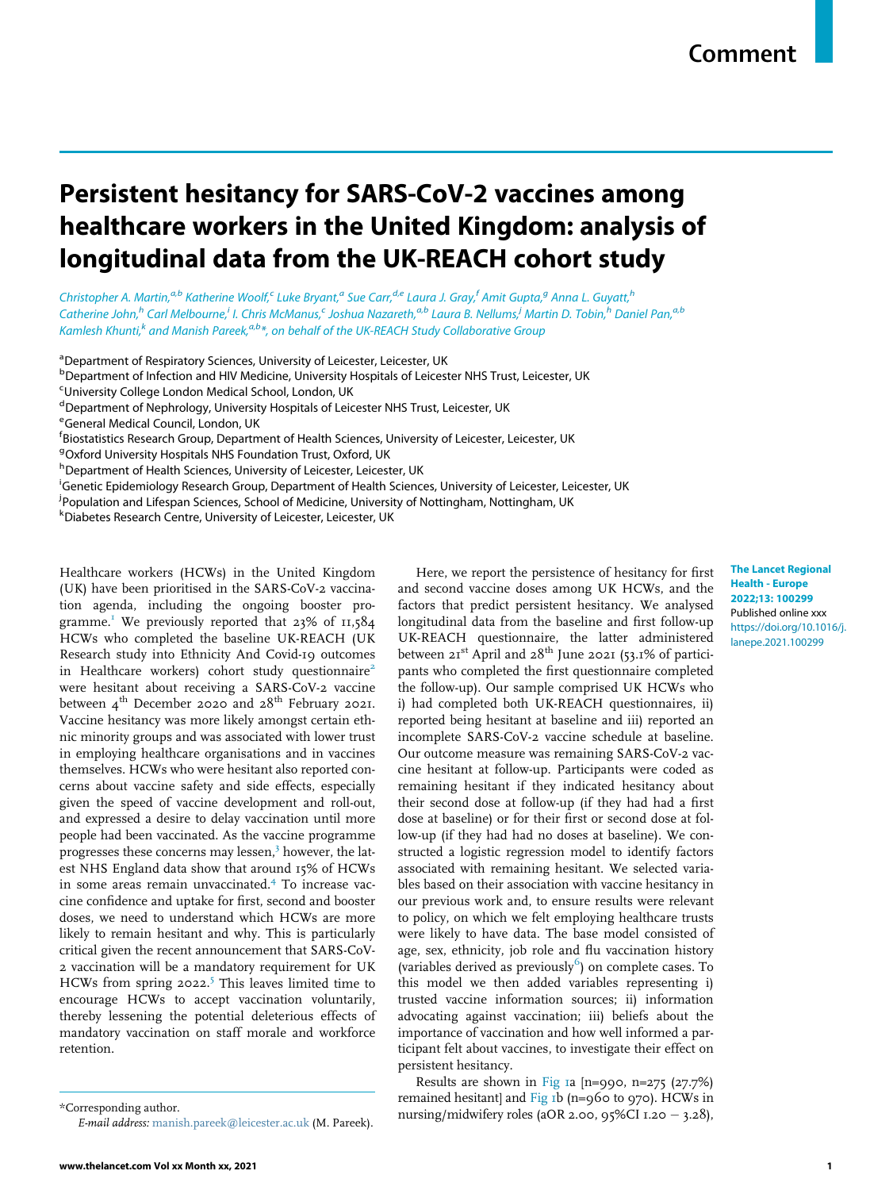Comment

# Persistent hesitancy for SARS-CoV-2 vaccines among healthcare workers in the United Kingdom: analysis of longitudinal data from the UK-REACH cohort study

*Christopher A. Martin,[a,b] Katherine Woolf,[c] Luke Bryant,[a] Sue Carr,[d,e] Laura J. Gray,[f] Amit Gupta,[g] Anna L. Guyatt,[h] Catherine John,[h] Carl Melbourne,[i] I. Chris McManus,[c] Joshua Nazareth,[a,b] Laura B. Nellums,[j] Martin D. Tobin,[h] Daniel Pan,[a,b] Kamlesh Khunti,[k] and Manish Pareek,[a,b]\*, on behalf of the UK-REACH Study Collaborative Group*

[a]Department of Respiratory Sciences, University of Leicester, Leicester, UK
[b]Department of Infection and HIV Medicine, University Hospitals of Leicester NHS Trust, Leicester, UK
[c]University College London Medical School, London, UK
[d]Department of Nephrology, University Hospitals of Leicester NHS Trust, Leicester, UK
[e]General Medical Council, London, UK
[f]Biostatistics Research Group, Department of Health Sciences, University of Leicester, Leicester, UK
[g]Oxford University Hospitals NHS Foundation Trust, Oxford, UK
[h]Department of Health Sciences, University of Leicester, Leicester, UK
[i]Genetic Epidemiology Research Group, Department of Health Sciences, University of Leicester, Leicester, UK
[j]Population and Lifespan Sciences, School of Medicine, University of Nottingham, Nottingham, UK
[k]Diabetes Research Centre, University of Leicester, Leicester, UK

**The Lancet Regional Health - Europe 2022;13: 100299**
Published online xxx
https://doi.org/10.1016/j.lanepe.2021.100299

Healthcare workers (HCWs) in the United Kingdom (UK) have been prioritised in the SARS-CoV-2 vaccination agenda, including the ongoing booster programme.[1] We previously reported that 23% of 11,584 HCWs who completed the baseline UK-REACH (UK Research study into Ethnicity And Covid-19 outcomes in Healthcare workers) cohort study questionnaire[2] were hesitant about receiving a SARS-CoV-2 vaccine between 4th December 2020 and 28th February 2021. Vaccine hesitancy was more likely amongst certain ethnic minority groups and was associated with lower trust in employing healthcare organisations and in vaccines themselves. HCWs who were hesitant also reported concerns about vaccine safety and side effects, especially given the speed of vaccine development and roll-out, and expressed a desire to delay vaccination until more people had been vaccinated. As the vaccine programme progresses these concerns may lessen,[3] however, the latest NHS England data show that around 15% of HCWs in some areas remain unvaccinated.[4] To increase vaccine confidence and uptake for first, second and booster doses, we need to understand which HCWs are more likely to remain hesitant and why. This is particularly critical given the recent announcement that SARS-CoV-2 vaccination will be a mandatory requirement for UK HCWs from spring 2022.[5] This leaves limited time to encourage HCWs to accept vaccination voluntarily, thereby lessening the potential deleterious effects of mandatory vaccination on staff morale and workforce retention.

Here, we report the persistence of hesitancy for first and second vaccine doses among UK HCWs, and the factors that predict persistent hesitancy. We analysed longitudinal data from the baseline and first follow-up UK-REACH questionnaire, the latter administered between 21st April and 28th June 2021 (53.1% of participants who completed the first questionnaire completed the follow-up). Our sample comprised UK HCWs who i) had completed both UK-REACH questionnaires, ii) reported being hesitant at baseline and iii) reported an incomplete SARS-CoV-2 vaccine schedule at baseline. Our outcome measure was remaining SARS-CoV-2 vaccine hesitant at follow-up. Participants were coded as remaining hesitant if they indicated hesitancy about their second dose at follow-up (if they had had a first dose at baseline) or for their first or second dose at follow-up (if they had had no doses at baseline). We constructed a logistic regression model to identify factors associated with remaining hesitant. We selected variables based on their association with vaccine hesitancy in our previous work and, to ensure results were relevant to policy, on which we felt employing healthcare trusts were likely to have data. The base model consisted of age, sex, ethnicity, job role and flu vaccination history (variables derived as previously[6]) on complete cases. To this model we then added variables representing i) trusted vaccine information sources; ii) information advocating against vaccination; iii) beliefs about the importance of vaccination and how well informed a participant felt about vaccines, to investigate their effect on persistent hesitancy.

Results are shown in Fig 1a [n=990, n=275 (27.7%) remained hesitant] and Fig 1b (n=960 to 970). HCWs in nursing/midwifery roles (aOR 2.00, 95%CI 1.20 − 3.28),

\*Corresponding author.
*E-mail address:* manish.pareek@leicester.ac.uk (M. Pareek).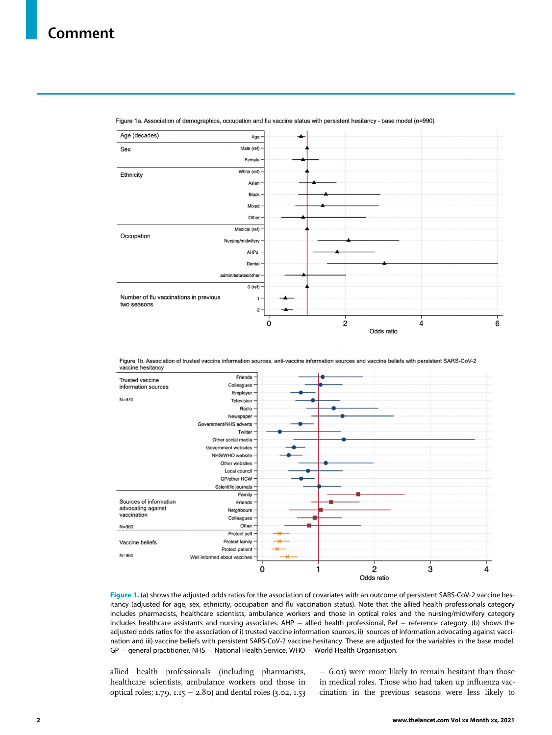Figure 1a. Association of demographics, occupation and flu vaccine status with persistent hesitancy - base model (n=990)

Figure 1b. Association of trusted vaccine information sources, anti-vaccine information sources and vaccine beliefs with persistent SARS-CoV-2 vaccine hesitancy

**Figure 1.** (a) shows the adjusted odds ratios for the association of covariates with an outcome of persistent SARS-CoV-2 vaccine hesitancy (adjusted for age, sex, ethnicity, occupation and flu vaccination status). Note that the allied health professionals category includes pharmacists, healthcare scientists, ambulance workers and those in optical roles and the nursing/midwifery category includes healthcare assistants and nursing associates. AHP – allied health professional, Ref – reference category. (b) shows the adjusted odds ratios for the association of i) trusted vaccine information sources, ii) sources of information advocating against vaccination and iii) vaccine beliefs with persistent SARS-CoV-2 vaccine hesitancy. These are adjusted for the variables in the base model. GP – general practitioner, NHS – National Health Service, WHO – World Health Organisation.

allied health professionals (including pharmacists, healthcare scientists, ambulance workers and those in optical roles; 1.79, 1.15 – 2.80) and dental roles (3.02, 1.53 – 6.01) were more likely to remain hesitant than those in medical roles. Those who had taken up influenza vaccination in the previous seasons were less likely to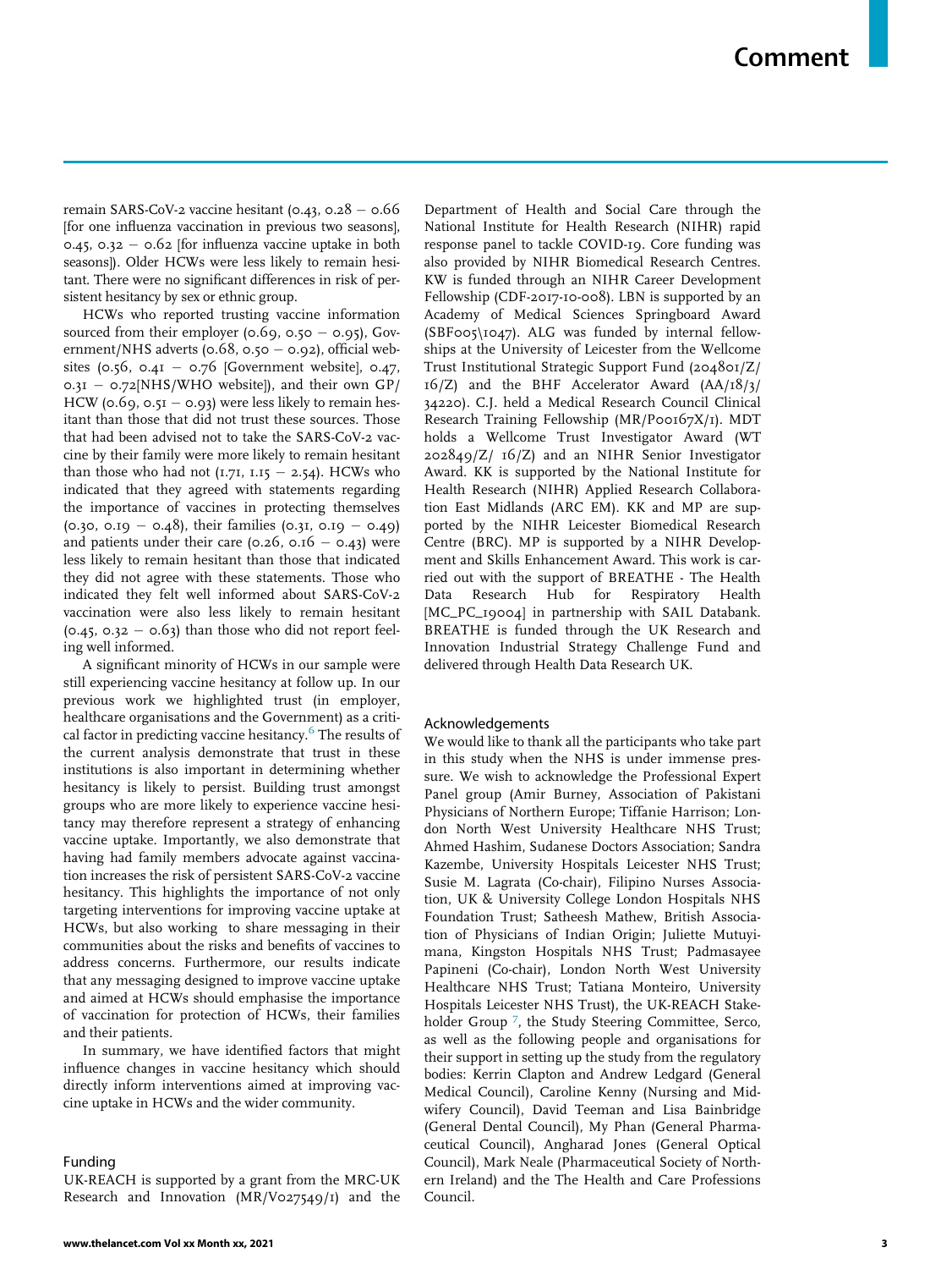remain SARS-CoV-2 vaccine hesitant (0.43, 0.28 − 0.66 [for one influenza vaccination in previous two seasons], 0.45, 0.32 − 0.62 [for influenza vaccine uptake in both seasons]). Older HCWs were less likely to remain hesitant. There were no significant differences in risk of persistent hesitancy by sex or ethnic group.

HCWs who reported trusting vaccine information sourced from their employer (0.69, 0.50 − 0.95), Government/NHS adverts (0.68, 0.50 − 0.92), official websites (0.56, 0.41 − 0.76 [Government website], 0.47, 0.31 − 0.72[NHS/WHO website]), and their own GP/HCW (0.69, 0.51 − 0.93) were less likely to remain hesitant than those that did not trust these sources. Those that had been advised not to take the SARS-CoV-2 vaccine by their family were more likely to remain hesitant than those who had not (1.71, 1.15 − 2.54). HCWs who indicated that they agreed with statements regarding the importance of vaccines in protecting themselves (0.30, 0.19 − 0.48), their families (0.31, 0.19 − 0.49) and patients under their care (0.26, 0.16 − 0.43) were less likely to remain hesitant than those that indicated they did not agree with these statements. Those who indicated they felt well informed about SARS-CoV-2 vaccination were also less likely to remain hesitant (0.45, 0.32 − 0.63) than those who did not report feeling well informed.

A significant minority of HCWs in our sample were still experiencing vaccine hesitancy at follow up. In our previous work we highlighted trust (in employer, healthcare organisations and the Government) as a critical factor in predicting vaccine hesitancy.[6] The results of the current analysis demonstrate that trust in these institutions is also important in determining whether hesitancy is likely to persist. Building trust amongst groups who are more likely to experience vaccine hesitancy may therefore represent a strategy of enhancing vaccine uptake. Importantly, we also demonstrate that having had family members advocate against vaccination increases the risk of persistent SARS-CoV-2 vaccine hesitancy. This highlights the importance of not only targeting interventions for improving vaccine uptake at HCWs, but also working to share messaging in their communities about the risks and benefits of vaccines to address concerns. Furthermore, our results indicate that any messaging designed to improve vaccine uptake and aimed at HCWs should emphasise the importance of vaccination for protection of HCWs, their families and their patients.

In summary, we have identified factors that might influence changes in vaccine hesitancy which should directly inform interventions aimed at improving vaccine uptake in HCWs and the wider community.

## Funding

UK-REACH is supported by a grant from the MRC-UK Research and Innovation (MR/V027549/1) and the Department of Health and Social Care through the National Institute for Health Research (NIHR) rapid response panel to tackle COVID-19. Core funding was also provided by NIHR Biomedical Research Centres. KW is funded through an NIHR Career Development Fellowship (CDF-2017-10-008). LBN is supported by an Academy of Medical Sciences Springboard Award (SBF005\1047). ALG was funded by internal fellowships at the University of Leicester from the Wellcome Trust Institutional Strategic Support Fund (204801/Z/16/Z) and the BHF Accelerator Award (AA/18/3/34220). C.J. held a Medical Research Council Clinical Research Training Fellowship (MR/P00167X/1). MDT holds a Wellcome Trust Investigator Award (WT 202849/Z/ 16/Z) and an NIHR Senior Investigator Award. KK is supported by the National Institute for Health Research (NIHR) Applied Research Collaboration East Midlands (ARC EM). KK and MP are supported by the NIHR Leicester Biomedical Research Centre (BRC). MP is supported by a NIHR Development and Skills Enhancement Award. This work is carried out with the support of BREATHE - The Health Data Research Hub for Respiratory Health [MC_PC_19004] in partnership with SAIL Databank. BREATHE is funded through the UK Research and Innovation Industrial Strategy Challenge Fund and delivered through Health Data Research UK.

## Acknowledgements

We would like to thank all the participants who take part in this study when the NHS is under immense pressure. We wish to acknowledge the Professional Expert Panel group (Amir Burney, Association of Pakistani Physicians of Northern Europe; Tiffanie Harrison; London North West University Healthcare NHS Trust; Ahmed Hashim, Sudanese Doctors Association; Sandra Kazembe, University Hospitals Leicester NHS Trust; Susie M. Lagrata (Co-chair), Filipino Nurses Association, UK & University College London Hospitals NHS Foundation Trust; Satheesh Mathew, British Association of Physicians of Indian Origin; Juliette Mutuyimana, Kingston Hospitals NHS Trust; Padmasayee Papineni (Co-chair), London North West University Healthcare NHS Trust; Tatiana Monteiro, University Hospitals Leicester NHS Trust), the UK-REACH Stakeholder Group [7], the Study Steering Committee, Serco, as well as the following people and organisations for their support in setting up the study from the regulatory bodies: Kerrin Clapton and Andrew Ledgard (General Medical Council), Caroline Kenny (Nursing and Midwifery Council), David Teeman and Lisa Bainbridge (General Dental Council), My Phan (General Pharmaceutical Council), Angharad Jones (General Optical Council), Mark Neale (Pharmaceutical Society of Northern Ireland) and the The Health and Care Professions Council.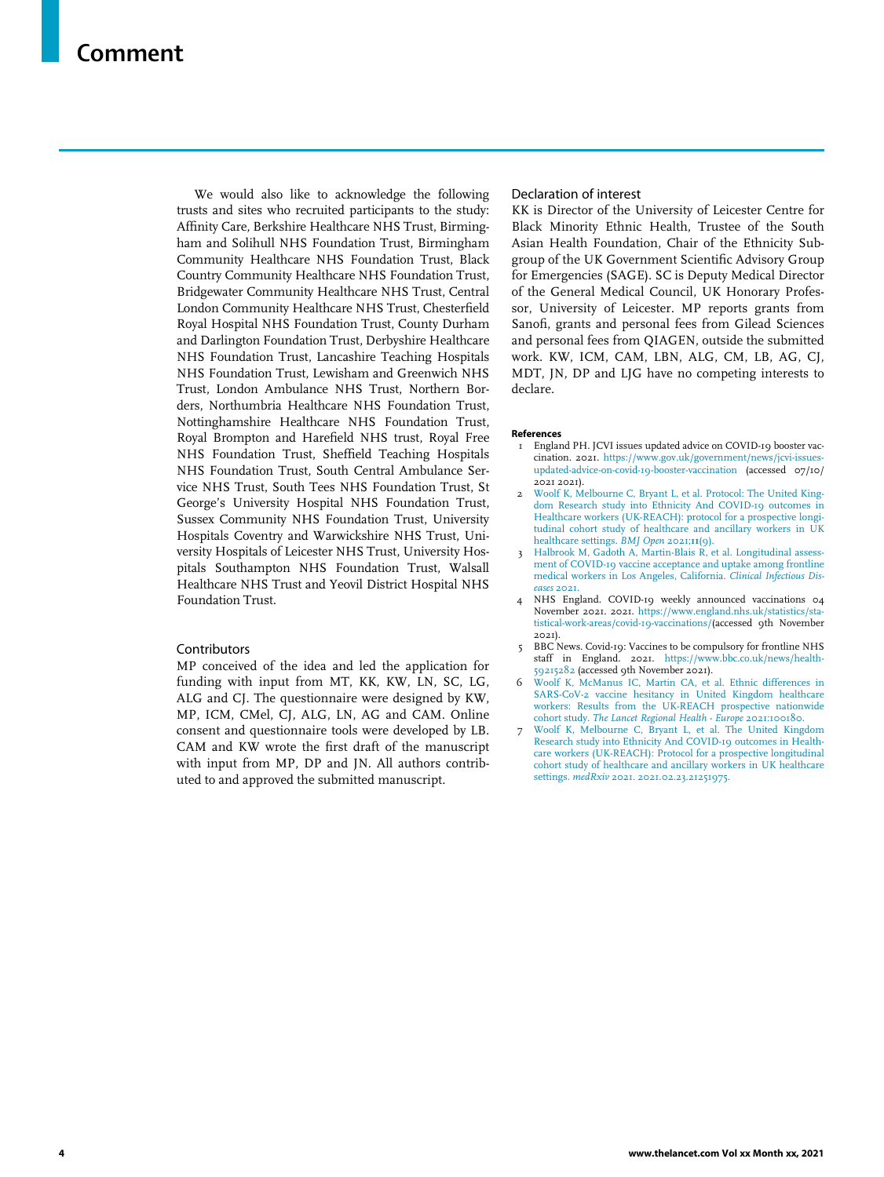We would also like to acknowledge the following trusts and sites who recruited participants to the study: Affinity Care, Berkshire Healthcare NHS Trust, Birmingham and Solihull NHS Foundation Trust, Birmingham Community Healthcare NHS Foundation Trust, Black Country Community Healthcare NHS Foundation Trust, Bridgewater Community Healthcare NHS Trust, Central London Community Healthcare NHS Trust, Chesterfield Royal Hospital NHS Foundation Trust, County Durham and Darlington Foundation Trust, Derbyshire Healthcare NHS Foundation Trust, Lancashire Teaching Hospitals NHS Foundation Trust, Lewisham and Greenwich NHS Trust, London Ambulance NHS Trust, Northern Borders, Northumbria Healthcare NHS Foundation Trust, Nottinghamshire Healthcare NHS Foundation Trust, Royal Brompton and Harefield NHS trust, Royal Free NHS Foundation Trust, Sheffield Teaching Hospitals NHS Foundation Trust, South Central Ambulance Service NHS Trust, South Tees NHS Foundation Trust, St George's University Hospital NHS Foundation Trust, Sussex Community NHS Foundation Trust, University Hospitals Coventry and Warwickshire NHS Trust, University Hospitals of Leicester NHS Trust, University Hospitals Southampton NHS Foundation Trust, Walsall Healthcare NHS Trust and Yeovil District Hospital NHS Foundation Trust.

## Contributors

MP conceived of the idea and led the application for funding with input from MT, KK, KW, LN, SC, LG, ALG and CJ. The questionnaire were designed by KW, MP, ICM, CMel, CJ, ALG, LN, AG and CAM. Online consent and questionnaire tools were developed by LB. CAM and KW wrote the first draft of the manuscript with input from MP, DP and JN. All authors contributed to and approved the submitted manuscript.

## Declaration of interest

KK is Director of the University of Leicester Centre for Black Minority Ethnic Health, Trustee of the South Asian Health Foundation, Chair of the Ethnicity Subgroup of the UK Government Scientific Advisory Group for Emergencies (SAGE). SC is Deputy Medical Director of the General Medical Council, UK Honorary Professor, University of Leicester. MP reports grants from Sanofi, grants and personal fees from Gilead Sciences and personal fees from QIAGEN, outside the submitted work. KW, ICM, CAM, LBN, ALG, CM, LB, AG, CJ, MDT, JN, DP and LJG have no competing interests to declare.

### References

1. England PH. JCVI issues updated advice on COVID-19 booster vaccination. 2021. https://www.gov.uk/government/news/jcvi-issues-updated-advice-on-covid-19-booster-vaccination (accessed 07/10/2021 2021).
2. Woolf K, Melbourne C, Bryant L, et al. Protocol: The United Kingdom Research study into Ethnicity And COVID-19 outcomes in Healthcare workers (UK-REACH): protocol for a prospective longitudinal cohort study of healthcare and ancillary workers in UK healthcare settings. *BMJ Open* 2021;**11**(9).
3. Halbrook M, Gadoth A, Martin-Blais R, et al. Longitudinal assessment of COVID-19 vaccine acceptance and uptake among frontline medical workers in Los Angeles, California. *Clinical Infectious Diseases* 2021.
4. NHS England. COVID-19 weekly announced vaccinations 04 November 2021. 2021. https://www.england.nhs.uk/statistics/statistical-work-areas/covid-19-vaccinations/(accessed 9th November 2021).
5. BBC News. Covid-19: Vaccines to be compulsory for frontline NHS staff in England. 2021. https://www.bbc.co.uk/news/health-59215282 (accessed 9th November 2021).
6. Woolf K, McManus IC, Martin CA, et al. Ethnic differences in SARS-CoV-2 vaccine hesitancy in United Kingdom healthcare workers: Results from the UK-REACH prospective nationwide cohort study. *The Lancet Regional Health - Europe* 2021:100180.
7. Woolf K, Melbourne C, Bryant L, et al. The United Kingdom Research study into Ethnicity And COVID-19 outcomes in Healthcare workers (UK-REACH): Protocol for a prospective longitudinal cohort study of healthcare and ancillary workers in UK healthcare settings. *medRxiv* 2021. 2021.02.23.21251975.